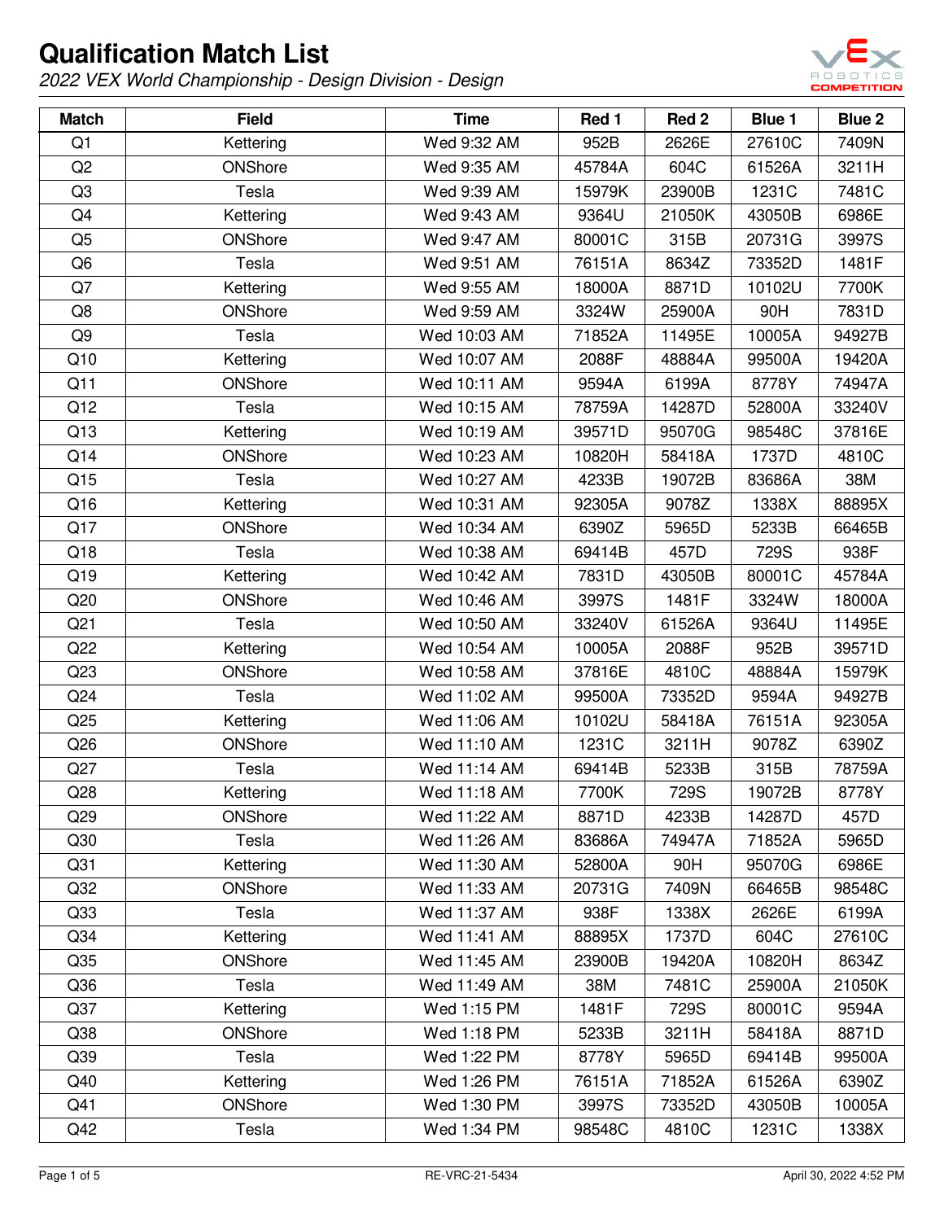# Qualification Match List

*2022 VEX World Championship - Design Division - Design*

| Match | Field | Time | Red 1 | Red 2 | Blue 1 | Blue 2 |
|---|---|---|---|---|---|---|
| Q1 | Kettering | Wed 9:32 AM | 952B | 2626E | 27610C | 7409N |
| Q2 | ONShore | Wed 9:35 AM | 45784A | 604C | 61526A | 3211H |
| Q3 | Tesla | Wed 9:39 AM | 15979K | 23900B | 1231C | 7481C |
| Q4 | Kettering | Wed 9:43 AM | 9364U | 21050K | 43050B | 6986E |
| Q5 | ONShore | Wed 9:47 AM | 80001C | 315B | 20731G | 3997S |
| Q6 | Tesla | Wed 9:51 AM | 76151A | 8634Z | 73352D | 1481F |
| Q7 | Kettering | Wed 9:55 AM | 18000A | 8871D | 10102U | 7700K |
| Q8 | ONShore | Wed 9:59 AM | 3324W | 25900A | 90H | 7831D |
| Q9 | Tesla | Wed 10:03 AM | 71852A | 11495E | 10005A | 94927B |
| Q10 | Kettering | Wed 10:07 AM | 2088F | 48884A | 99500A | 19420A |
| Q11 | ONShore | Wed 10:11 AM | 9594A | 6199A | 8778Y | 74947A |
| Q12 | Tesla | Wed 10:15 AM | 78759A | 14287D | 52800A | 33240V |
| Q13 | Kettering | Wed 10:19 AM | 39571D | 95070G | 98548C | 37816E |
| Q14 | ONShore | Wed 10:23 AM | 10820H | 58418A | 1737D | 4810C |
| Q15 | Tesla | Wed 10:27 AM | 4233B | 19072B | 83686A | 38M |
| Q16 | Kettering | Wed 10:31 AM | 92305A | 9078Z | 1338X | 88895X |
| Q17 | ONShore | Wed 10:34 AM | 6390Z | 5965D | 5233B | 66465B |
| Q18 | Tesla | Wed 10:38 AM | 69414B | 457D | 729S | 938F |
| Q19 | Kettering | Wed 10:42 AM | 7831D | 43050B | 80001C | 45784A |
| Q20 | ONShore | Wed 10:46 AM | 3997S | 1481F | 3324W | 18000A |
| Q21 | Tesla | Wed 10:50 AM | 33240V | 61526A | 9364U | 11495E |
| Q22 | Kettering | Wed 10:54 AM | 10005A | 2088F | 952B | 39571D |
| Q23 | ONShore | Wed 10:58 AM | 37816E | 4810C | 48884A | 15979K |
| Q24 | Tesla | Wed 11:02 AM | 99500A | 73352D | 9594A | 94927B |
| Q25 | Kettering | Wed 11:06 AM | 10102U | 58418A | 76151A | 92305A |
| Q26 | ONShore | Wed 11:10 AM | 1231C | 3211H | 9078Z | 6390Z |
| Q27 | Tesla | Wed 11:14 AM | 69414B | 5233B | 315B | 78759A |
| Q28 | Kettering | Wed 11:18 AM | 7700K | 729S | 19072B | 8778Y |
| Q29 | ONShore | Wed 11:22 AM | 8871D | 4233B | 14287D | 457D |
| Q30 | Tesla | Wed 11:26 AM | 83686A | 74947A | 71852A | 5965D |
| Q31 | Kettering | Wed 11:30 AM | 52800A | 90H | 95070G | 6986E |
| Q32 | ONShore | Wed 11:33 AM | 20731G | 7409N | 66465B | 98548C |
| Q33 | Tesla | Wed 11:37 AM | 938F | 1338X | 2626E | 6199A |
| Q34 | Kettering | Wed 11:41 AM | 88895X | 1737D | 604C | 27610C |
| Q35 | ONShore | Wed 11:45 AM | 23900B | 19420A | 10820H | 8634Z |
| Q36 | Tesla | Wed 11:49 AM | 38M | 7481C | 25900A | 21050K |
| Q37 | Kettering | Wed 1:15 PM | 1481F | 729S | 80001C | 9594A |
| Q38 | ONShore | Wed 1:18 PM | 5233B | 3211H | 58418A | 8871D |
| Q39 | Tesla | Wed 1:22 PM | 8778Y | 5965D | 69414B | 99500A |
| Q40 | Kettering | Wed 1:26 PM | 76151A | 71852A | 61526A | 6390Z |
| Q41 | ONShore | Wed 1:30 PM | 3997S | 73352D | 43050B | 10005A |
| Q42 | Tesla | Wed 1:34 PM | 98548C | 4810C | 1231C | 1338X |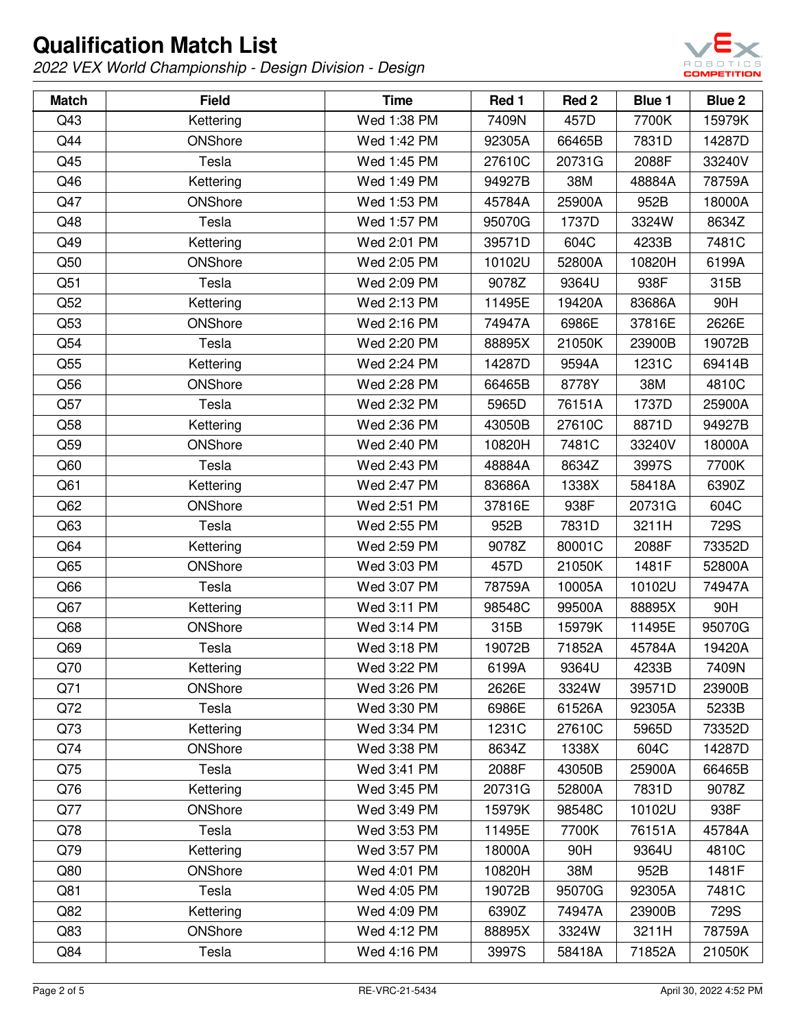# Qualification Match List

*2022 VEX World Championship - Design Division - Design*

| Match | Field | Time | Red 1 | Red 2 | Blue 1 | Blue 2 |
|---|---|---|---|---|---|---|
| Q43 | Kettering | Wed 1:38 PM | 7409N | 457D | 7700K | 15979K |
| Q44 | ONShore | Wed 1:42 PM | 92305A | 66465B | 7831D | 14287D |
| Q45 | Tesla | Wed 1:45 PM | 27610C | 20731G | 2088F | 33240V |
| Q46 | Kettering | Wed 1:49 PM | 94927B | 38M | 48884A | 78759A |
| Q47 | ONShore | Wed 1:53 PM | 45784A | 25900A | 952B | 18000A |
| Q48 | Tesla | Wed 1:57 PM | 95070G | 1737D | 3324W | 8634Z |
| Q49 | Kettering | Wed 2:01 PM | 39571D | 604C | 4233B | 7481C |
| Q50 | ONShore | Wed 2:05 PM | 10102U | 52800A | 10820H | 6199A |
| Q51 | Tesla | Wed 2:09 PM | 9078Z | 9364U | 938F | 315B |
| Q52 | Kettering | Wed 2:13 PM | 11495E | 19420A | 83686A | 90H |
| Q53 | ONShore | Wed 2:16 PM | 74947A | 6986E | 37816E | 2626E |
| Q54 | Tesla | Wed 2:20 PM | 88895X | 21050K | 23900B | 19072B |
| Q55 | Kettering | Wed 2:24 PM | 14287D | 9594A | 1231C | 69414B |
| Q56 | ONShore | Wed 2:28 PM | 66465B | 8778Y | 38M | 4810C |
| Q57 | Tesla | Wed 2:32 PM | 5965D | 76151A | 1737D | 25900A |
| Q58 | Kettering | Wed 2:36 PM | 43050B | 27610C | 8871D | 94927B |
| Q59 | ONShore | Wed 2:40 PM | 10820H | 7481C | 33240V | 18000A |
| Q60 | Tesla | Wed 2:43 PM | 48884A | 8634Z | 3997S | 7700K |
| Q61 | Kettering | Wed 2:47 PM | 83686A | 1338X | 58418A | 6390Z |
| Q62 | ONShore | Wed 2:51 PM | 37816E | 938F | 20731G | 604C |
| Q63 | Tesla | Wed 2:55 PM | 952B | 7831D | 3211H | 729S |
| Q64 | Kettering | Wed 2:59 PM | 9078Z | 80001C | 2088F | 73352D |
| Q65 | ONShore | Wed 3:03 PM | 457D | 21050K | 1481F | 52800A |
| Q66 | Tesla | Wed 3:07 PM | 78759A | 10005A | 10102U | 74947A |
| Q67 | Kettering | Wed 3:11 PM | 98548C | 99500A | 88895X | 90H |
| Q68 | ONShore | Wed 3:14 PM | 315B | 15979K | 11495E | 95070G |
| Q69 | Tesla | Wed 3:18 PM | 19072B | 71852A | 45784A | 19420A |
| Q70 | Kettering | Wed 3:22 PM | 6199A | 9364U | 4233B | 7409N |
| Q71 | ONShore | Wed 3:26 PM | 2626E | 3324W | 39571D | 23900B |
| Q72 | Tesla | Wed 3:30 PM | 6986E | 61526A | 92305A | 5233B |
| Q73 | Kettering | Wed 3:34 PM | 1231C | 27610C | 5965D | 73352D |
| Q74 | ONShore | Wed 3:38 PM | 8634Z | 1338X | 604C | 14287D |
| Q75 | Tesla | Wed 3:41 PM | 2088F | 43050B | 25900A | 66465B |
| Q76 | Kettering | Wed 3:45 PM | 20731G | 52800A | 7831D | 9078Z |
| Q77 | ONShore | Wed 3:49 PM | 15979K | 98548C | 10102U | 938F |
| Q78 | Tesla | Wed 3:53 PM | 11495E | 7700K | 76151A | 45784A |
| Q79 | Kettering | Wed 3:57 PM | 18000A | 90H | 9364U | 4810C |
| Q80 | ONShore | Wed 4:01 PM | 10820H | 38M | 952B | 1481F |
| Q81 | Tesla | Wed 4:05 PM | 19072B | 95070G | 92305A | 7481C |
| Q82 | Kettering | Wed 4:09 PM | 6390Z | 74947A | 23900B | 729S |
| Q83 | ONShore | Wed 4:12 PM | 88895X | 3324W | 3211H | 78759A |
| Q84 | Tesla | Wed 4:16 PM | 3997S | 58418A | 71852A | 21050K |

RE-VRC-21-5434

April 30, 2022 4:52 PM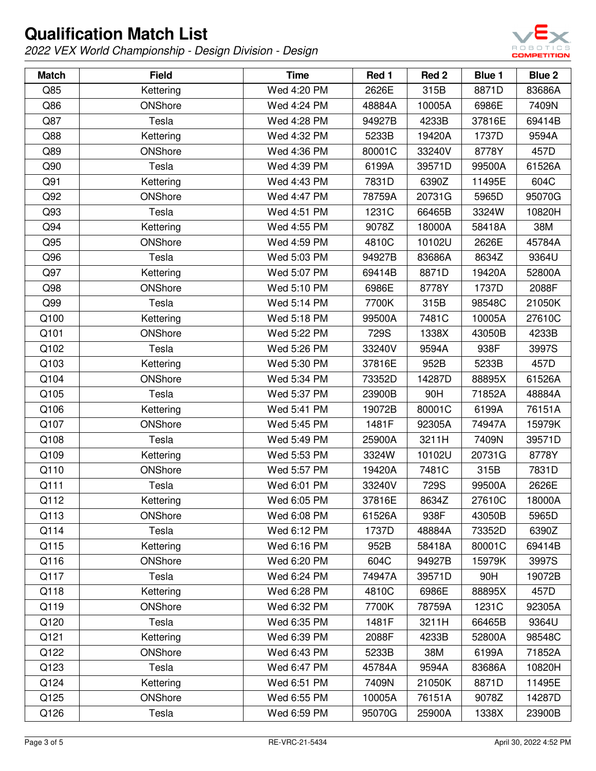# Qualification Match List

*2022 VEX World Championship - Design Division - Design*

| Match | Field | Time | Red 1 | Red 2 | Blue 1 | Blue 2 |
|---|---|---|---|---|---|---|
| Q85 | Kettering | Wed 4:20 PM | 2626E | 315B | 8871D | 83686A |
| Q86 | ONShore | Wed 4:24 PM | 48884A | 10005A | 6986E | 7409N |
| Q87 | Tesla | Wed 4:28 PM | 94927B | 4233B | 37816E | 69414B |
| Q88 | Kettering | Wed 4:32 PM | 5233B | 19420A | 1737D | 9594A |
| Q89 | ONShore | Wed 4:36 PM | 80001C | 33240V | 8778Y | 457D |
| Q90 | Tesla | Wed 4:39 PM | 6199A | 39571D | 99500A | 61526A |
| Q91 | Kettering | Wed 4:43 PM | 7831D | 6390Z | 11495E | 604C |
| Q92 | ONShore | Wed 4:47 PM | 78759A | 20731G | 5965D | 95070G |
| Q93 | Tesla | Wed 4:51 PM | 1231C | 66465B | 3324W | 10820H |
| Q94 | Kettering | Wed 4:55 PM | 9078Z | 18000A | 58418A | 38M |
| Q95 | ONShore | Wed 4:59 PM | 4810C | 10102U | 2626E | 45784A |
| Q96 | Tesla | Wed 5:03 PM | 94927B | 83686A | 8634Z | 9364U |
| Q97 | Kettering | Wed 5:07 PM | 69414B | 8871D | 19420A | 52800A |
| Q98 | ONShore | Wed 5:10 PM | 6986E | 8778Y | 1737D | 2088F |
| Q99 | Tesla | Wed 5:14 PM | 7700K | 315B | 98548C | 21050K |
| Q100 | Kettering | Wed 5:18 PM | 99500A | 7481C | 10005A | 27610C |
| Q101 | ONShore | Wed 5:22 PM | 729S | 1338X | 43050B | 4233B |
| Q102 | Tesla | Wed 5:26 PM | 33240V | 9594A | 938F | 3997S |
| Q103 | Kettering | Wed 5:30 PM | 37816E | 952B | 5233B | 457D |
| Q104 | ONShore | Wed 5:34 PM | 73352D | 14287D | 88895X | 61526A |
| Q105 | Tesla | Wed 5:37 PM | 23900B | 90H | 71852A | 48884A |
| Q106 | Kettering | Wed 5:41 PM | 19072B | 80001C | 6199A | 76151A |
| Q107 | ONShore | Wed 5:45 PM | 1481F | 92305A | 74947A | 15979K |
| Q108 | Tesla | Wed 5:49 PM | 25900A | 3211H | 7409N | 39571D |
| Q109 | Kettering | Wed 5:53 PM | 3324W | 10102U | 20731G | 8778Y |
| Q110 | ONShore | Wed 5:57 PM | 19420A | 7481C | 315B | 7831D |
| Q111 | Tesla | Wed 6:01 PM | 33240V | 729S | 99500A | 2626E |
| Q112 | Kettering | Wed 6:05 PM | 37816E | 8634Z | 27610C | 18000A |
| Q113 | ONShore | Wed 6:08 PM | 61526A | 938F | 43050B | 5965D |
| Q114 | Tesla | Wed 6:12 PM | 1737D | 48884A | 73352D | 6390Z |
| Q115 | Kettering | Wed 6:16 PM | 952B | 58418A | 80001C | 69414B |
| Q116 | ONShore | Wed 6:20 PM | 604C | 94927B | 15979K | 3997S |
| Q117 | Tesla | Wed 6:24 PM | 74947A | 39571D | 90H | 19072B |
| Q118 | Kettering | Wed 6:28 PM | 4810C | 6986E | 88895X | 457D |
| Q119 | ONShore | Wed 6:32 PM | 7700K | 78759A | 1231C | 92305A |
| Q120 | Tesla | Wed 6:35 PM | 1481F | 3211H | 66465B | 9364U |
| Q121 | Kettering | Wed 6:39 PM | 2088F | 4233B | 52800A | 98548C |
| Q122 | ONShore | Wed 6:43 PM | 5233B | 38M | 6199A | 71852A |
| Q123 | Tesla | Wed 6:47 PM | 45784A | 9594A | 83686A | 10820H |
| Q124 | Kettering | Wed 6:51 PM | 7409N | 21050K | 8871D | 11495E |
| Q125 | ONShore | Wed 6:55 PM | 10005A | 76151A | 9078Z | 14287D |
| Q126 | Tesla | Wed 6:59 PM | 95070G | 25900A | 1338X | 23900B |

RE-VRC-21-5434

April 30, 2022 4:52 PM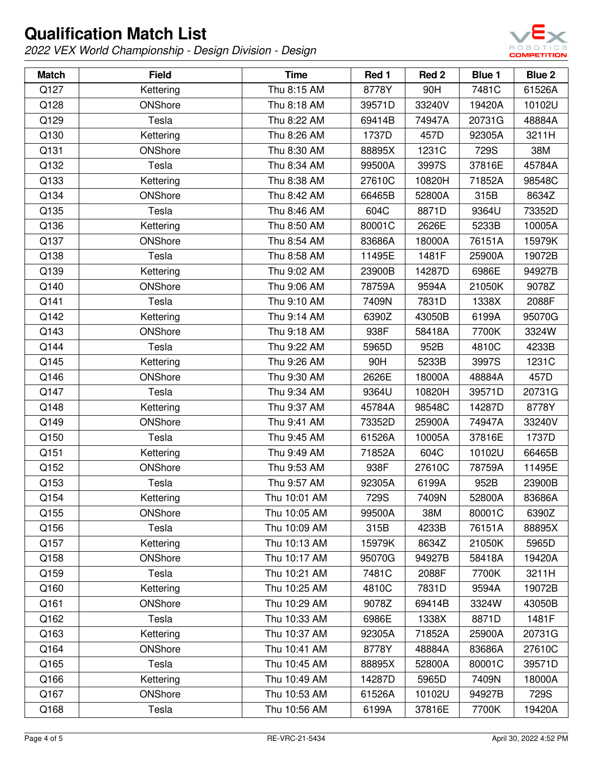# Qualification Match List

*2022 VEX World Championship - Design Division - Design*

| Match | Field | Time | Red 1 | Red 2 | Blue 1 | Blue 2 |
|---|---|---|---|---|---|---|
| Q127 | Kettering | Thu 8:15 AM | 8778Y | 90H | 7481C | 61526A |
| Q128 | ONShore | Thu 8:18 AM | 39571D | 33240V | 19420A | 10102U |
| Q129 | Tesla | Thu 8:22 AM | 69414B | 74947A | 20731G | 48884A |
| Q130 | Kettering | Thu 8:26 AM | 1737D | 457D | 92305A | 3211H |
| Q131 | ONShore | Thu 8:30 AM | 88895X | 1231C | 729S | 38M |
| Q132 | Tesla | Thu 8:34 AM | 99500A | 3997S | 37816E | 45784A |
| Q133 | Kettering | Thu 8:38 AM | 27610C | 10820H | 71852A | 98548C |
| Q134 | ONShore | Thu 8:42 AM | 66465B | 52800A | 315B | 8634Z |
| Q135 | Tesla | Thu 8:46 AM | 604C | 8871D | 9364U | 73352D |
| Q136 | Kettering | Thu 8:50 AM | 80001C | 2626E | 5233B | 10005A |
| Q137 | ONShore | Thu 8:54 AM | 83686A | 18000A | 76151A | 15979K |
| Q138 | Tesla | Thu 8:58 AM | 11495E | 1481F | 25900A | 19072B |
| Q139 | Kettering | Thu 9:02 AM | 23900B | 14287D | 6986E | 94927B |
| Q140 | ONShore | Thu 9:06 AM | 78759A | 9594A | 21050K | 9078Z |
| Q141 | Tesla | Thu 9:10 AM | 7409N | 7831D | 1338X | 2088F |
| Q142 | Kettering | Thu 9:14 AM | 6390Z | 43050B | 6199A | 95070G |
| Q143 | ONShore | Thu 9:18 AM | 938F | 58418A | 7700K | 3324W |
| Q144 | Tesla | Thu 9:22 AM | 5965D | 952B | 4810C | 4233B |
| Q145 | Kettering | Thu 9:26 AM | 90H | 5233B | 3997S | 1231C |
| Q146 | ONShore | Thu 9:30 AM | 2626E | 18000A | 48884A | 457D |
| Q147 | Tesla | Thu 9:34 AM | 9364U | 10820H | 39571D | 20731G |
| Q148 | Kettering | Thu 9:37 AM | 45784A | 98548C | 14287D | 8778Y |
| Q149 | ONShore | Thu 9:41 AM | 73352D | 25900A | 74947A | 33240V |
| Q150 | Tesla | Thu 9:45 AM | 61526A | 10005A | 37816E | 1737D |
| Q151 | Kettering | Thu 9:49 AM | 71852A | 604C | 10102U | 66465B |
| Q152 | ONShore | Thu 9:53 AM | 938F | 27610C | 78759A | 11495E |
| Q153 | Tesla | Thu 9:57 AM | 92305A | 6199A | 952B | 23900B |
| Q154 | Kettering | Thu 10:01 AM | 729S | 7409N | 52800A | 83686A |
| Q155 | ONShore | Thu 10:05 AM | 99500A | 38M | 80001C | 6390Z |
| Q156 | Tesla | Thu 10:09 AM | 315B | 4233B | 76151A | 88895X |
| Q157 | Kettering | Thu 10:13 AM | 15979K | 8634Z | 21050K | 5965D |
| Q158 | ONShore | Thu 10:17 AM | 95070G | 94927B | 58418A | 19420A |
| Q159 | Tesla | Thu 10:21 AM | 7481C | 2088F | 7700K | 3211H |
| Q160 | Kettering | Thu 10:25 AM | 4810C | 7831D | 9594A | 19072B |
| Q161 | ONShore | Thu 10:29 AM | 9078Z | 69414B | 3324W | 43050B |
| Q162 | Tesla | Thu 10:33 AM | 6986E | 1338X | 8871D | 1481F |
| Q163 | Kettering | Thu 10:37 AM | 92305A | 71852A | 25900A | 20731G |
| Q164 | ONShore | Thu 10:41 AM | 8778Y | 48884A | 83686A | 27610C |
| Q165 | Tesla | Thu 10:45 AM | 88895X | 52800A | 80001C | 39571D |
| Q166 | Kettering | Thu 10:49 AM | 14287D | 5965D | 7409N | 18000A |
| Q167 | ONShore | Thu 10:53 AM | 61526A | 10102U | 94927B | 729S |
| Q168 | Tesla | Thu 10:56 AM | 6199A | 37816E | 7700K | 19420A |

RE-VRC-21-5434

April 30, 2022 4:52 PM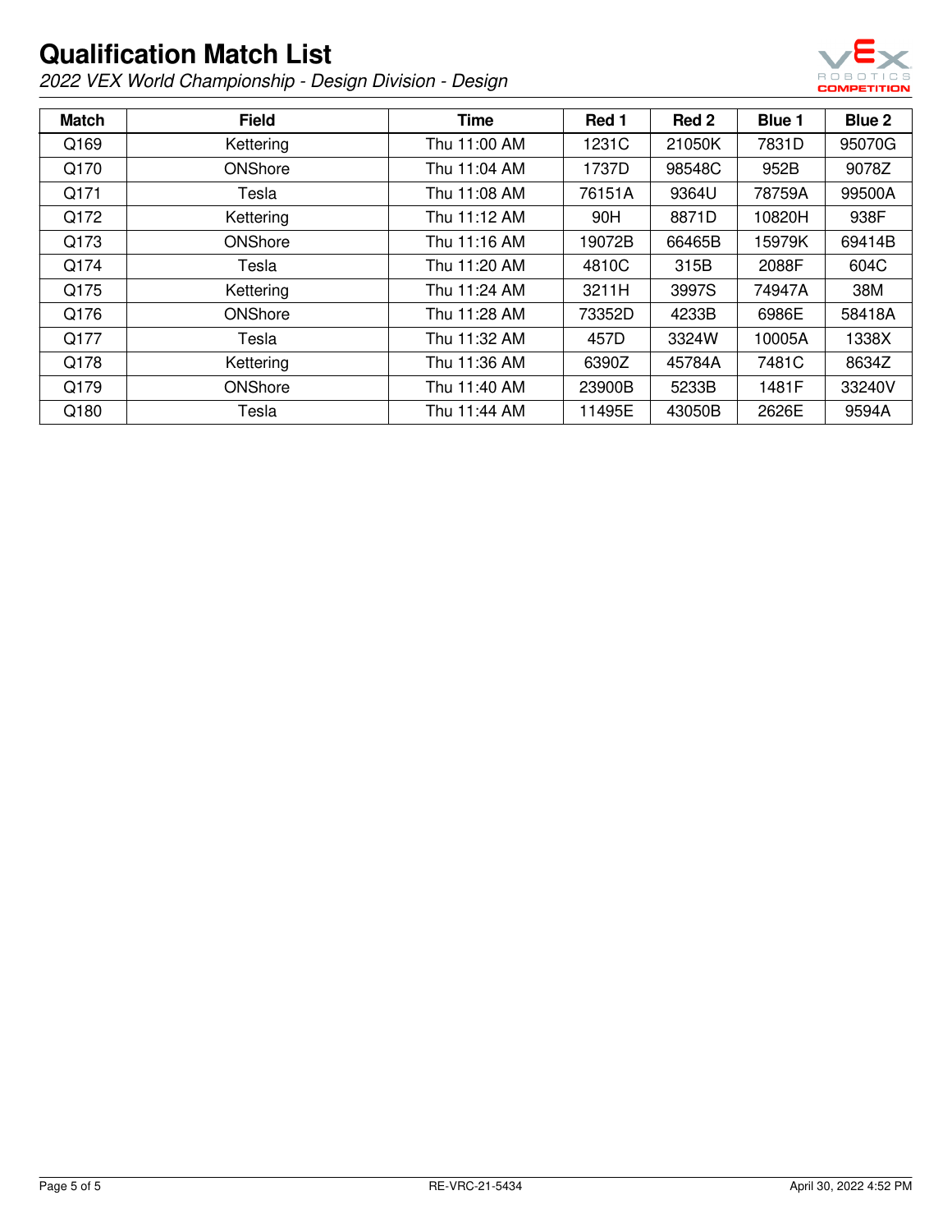# Qualification Match List

*2022 VEX World Championship - Design Division - Design*

| Match | Field | Time | Red 1 | Red 2 | Blue 1 | Blue 2 |
|---|---|---|---|---|---|---|
| Q169 | Kettering | Thu 11:00 AM | 1231C | 21050K | 7831D | 95070G |
| Q170 | ONShore | Thu 11:04 AM | 1737D | 98548C | 952B | 9078Z |
| Q171 | Tesla | Thu 11:08 AM | 76151A | 9364U | 78759A | 99500A |
| Q172 | Kettering | Thu 11:12 AM | 90H | 8871D | 10820H | 938F |
| Q173 | ONShore | Thu 11:16 AM | 19072B | 66465B | 15979K | 69414B |
| Q174 | Tesla | Thu 11:20 AM | 4810C | 315B | 2088F | 604C |
| Q175 | Kettering | Thu 11:24 AM | 3211H | 3997S | 74947A | 38M |
| Q176 | ONShore | Thu 11:28 AM | 73352D | 4233B | 6986E | 58418A |
| Q177 | Tesla | Thu 11:32 AM | 457D | 3324W | 10005A | 1338X |
| Q178 | Kettering | Thu 11:36 AM | 6390Z | 45784A | 7481C | 8634Z |
| Q179 | ONShore | Thu 11:40 AM | 23900B | 5233B | 1481F | 33240V |
| Q180 | Tesla | Thu 11:44 AM | 11495E | 43050B | 2626E | 9594A |

RE-VRC-21-5434

April 30, 2022 4:52 PM